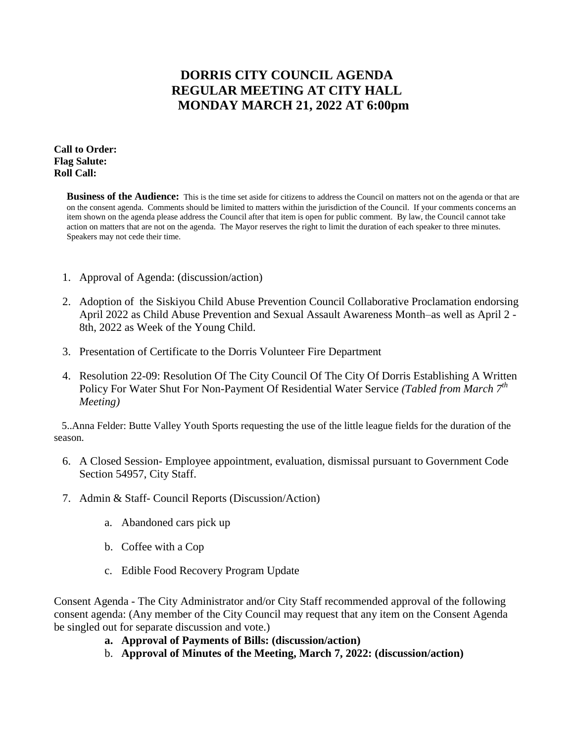# DORRIS CITY COUNCIL AGENDA
# REGULAR MEETING AT CITY HALL
# MONDAY MARCH 21, 2022 AT 6:00pm

**Call to Order:**
**Flag Salute:**
**Roll Call:**

**Business of the Audience:** This is the time set aside for citizens to address the Council on matters not on the agenda or that are on the consent agenda. Comments should be limited to matters within the jurisdiction of the Council. If your comments concerns an item shown on the agenda please address the Council after that item is open for public comment. By law, the Council cannot take action on matters that are not on the agenda. The Mayor reserves the right to limit the duration of each speaker to three minutes. Speakers may not cede their time.

1. Approval of Agenda: (discussion/action)
2. Adoption of the Siskiyou Child Abuse Prevention Council Collaborative Proclamation endorsing April 2022 as Child Abuse Prevention and Sexual Assault Awareness Month–as well as April 2 - 8th, 2022 as Week of the Young Child.
3. Presentation of Certificate to the Dorris Volunteer Fire Department
4. Resolution 22-09: Resolution Of The City Council Of The City Of Dorris Establishing A Written Policy For Water Shut For Non-Payment Of Residential Water Service *(Tabled from March 7th Meeting)*

5..Anna Felder: Butte Valley Youth Sports requesting the use of the little league fields for the duration of the season.

6. A Closed Session- Employee appointment, evaluation, dismissal pursuant to Government Code Section 54957, City Staff.
7. Admin & Staff- Council Reports (Discussion/Action)
   a. Abandoned cars pick up
   b. Coffee with a Cop
   c. Edible Food Recovery Program Update

Consent Agenda - The City Administrator and/or City Staff recommended approval of the following consent agenda: (Any member of the City Council may request that any item on the Consent Agenda be singled out for separate discussion and vote.)

a. **Approval of Payments of Bills: (discussion/action)**
b. **Approval of Minutes of the Meeting, March 7, 2022: (discussion/action)**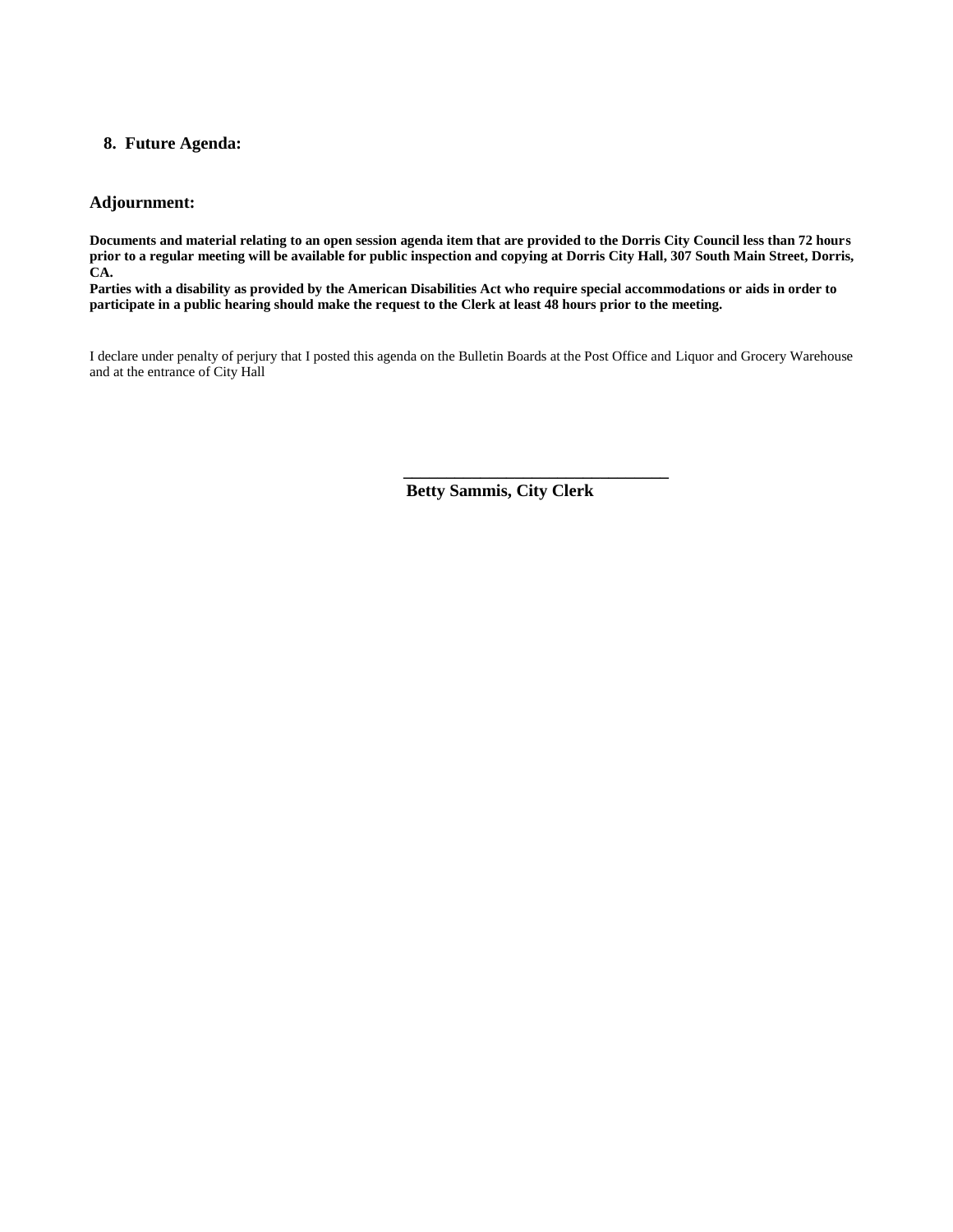**8. Future Agenda:**

**Adjournment:**

**Documents and material relating to an open session agenda item that are provided to the Dorris City Council less than 72 hours prior to a regular meeting will be available for public inspection and copying at Dorris City Hall, 307 South Main Street, Dorris, CA.**
**Parties with a disability as provided by the American Disabilities Act who require special accommodations or aids in order to participate in a public hearing should make the request to the Clerk at least 48 hours prior to the meeting.**

I declare under penalty of perjury that I posted this agenda on the Bulletin Boards at the Post Office and Liquor and Grocery Warehouse and at the entrance of City Hall

\_\_\_\_\_\_\_\_\_\_\_\_\_\_\_\_\_\_\_\_\_\_\_\_\_\_\_\_\_\_\_\_

**Betty Sammis, City Clerk**